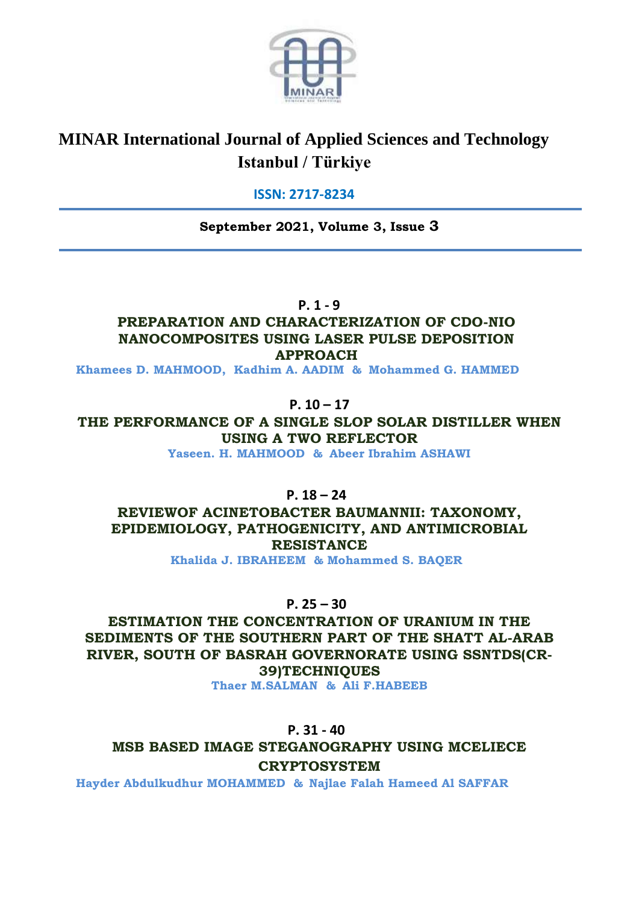# MINAR International Journal of Applied Sciences and Technology
## Istanbul / Türkiye

**ISSN: 2717-8234**

**September 2021, Volume 3, Issue 3**

---

**P. 1 - 9**

### PREPARATION AND CHARACTERIZATION OF CDO-NIO NANOCOMPOSITES USING LASER PULSE DEPOSITION APPROACH

**Khamees D. MAHMOOD, Kadhim A. AADIM & Mohammed G. HAMMED**

**P. 10 – 17**

### THE PERFORMANCE OF A SINGLE SLOP SOLAR DISTILLER WHEN USING A TWO REFLECTOR

**Yaseen. H. MAHMOOD & Abeer Ibrahim ASHAWI**

**P. 18 – 24**

### REVIEWOF ACINETOBACTER BAUMANNII: TAXONOMY, EPIDEMIOLOGY, PATHOGENICITY, AND ANTIMICROBIAL RESISTANCE

**Khalida J. IBRAHEEM & Mohammed S. BAQER**

**P. 25 – 30**

### ESTIMATION THE CONCENTRATION OF URANIUM IN THE SEDIMENTS OF THE SOUTHERN PART OF THE SHATT AL-ARAB RIVER, SOUTH OF BASRAH GOVERNORATE USING SSNTDS(CR-39)TECHNIQUES

**Thaer M.SALMAN & Ali F.HABEEB**

**P. 31 - 40**

### MSB BASED IMAGE STEGANOGRAPHY USING MCELIECE CRYPTOSYSTEM

**Hayder Abdulkudhur MOHAMMED & Najlae Falah Hameed Al SAFFAR**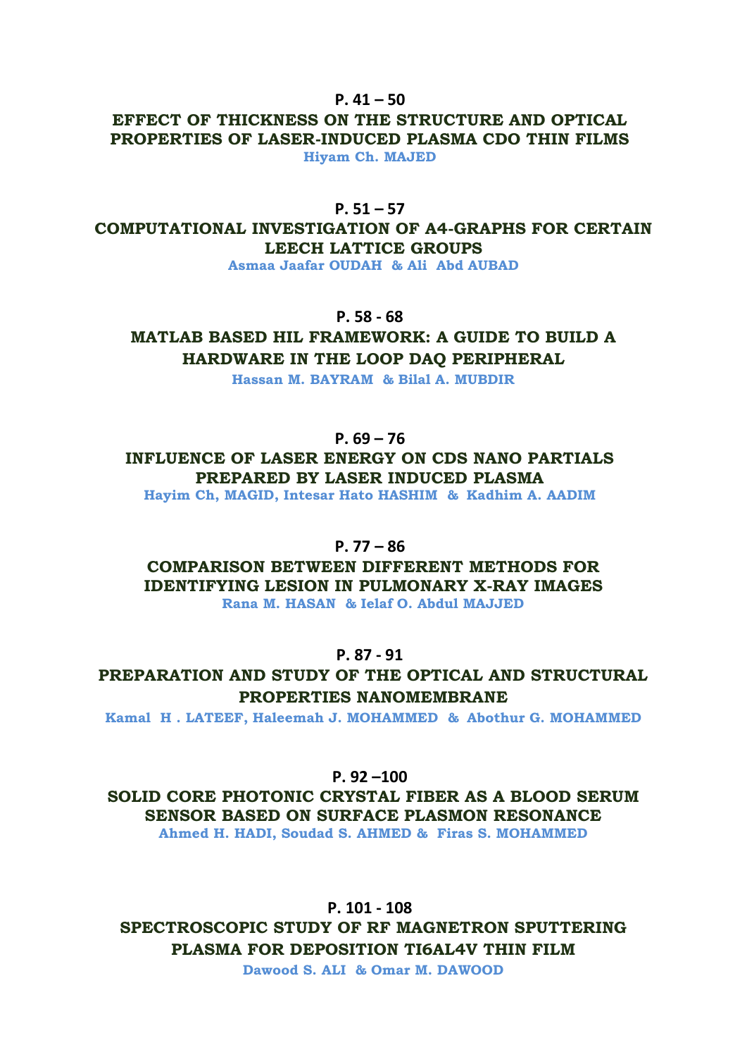**P. 41 – 50**

## EFFECT OF THICKNESS ON THE STRUCTURE AND OPTICAL PROPERTIES OF LASER-INDUCED PLASMA CDO THIN FILMS

**Hiyam Ch. MAJED**

**P. 51 – 57**

## COMPUTATIONAL INVESTIGATION OF A4-GRAPHS FOR CERTAIN LEECH LATTICE GROUPS

**Asmaa Jaafar OUDAH & Ali Abd AUBAD**

**P. 58 - 68**

## MATLAB BASED HIL FRAMEWORK: A GUIDE TO BUILD A HARDWARE IN THE LOOP DAQ PERIPHERAL

**Hassan M. BAYRAM & Bilal A. MUBDIR**

**P. 69 – 76**

## INFLUENCE OF LASER ENERGY ON CDS NANO PARTIALS PREPARED BY LASER INDUCED PLASMA

**Hayim Ch, MAGID, Intesar Hato HASHIM & Kadhim A. AADIM**

**P. 77 – 86**

## COMPARISON BETWEEN DIFFERENT METHODS FOR IDENTIFYING LESION IN PULMONARY X-RAY IMAGES

**Rana M. HASAN & Ielaf O. Abdul MAJJED**

**P. 87 - 91**

## PREPARATION AND STUDY OF THE OPTICAL AND STRUCTURAL PROPERTIES NANOMEMBRANE

**Kamal H . LATEEF, Haleemah J. MOHAMMED & Abothur G. MOHAMMED**

**P. 92 –100**

## SOLID CORE PHOTONIC CRYSTAL FIBER AS A BLOOD SERUM SENSOR BASED ON SURFACE PLASMON RESONANCE

**Ahmed H. HADI, Soudad S. AHMED & Firas S. MOHAMMED**

**P. 101 - 108**

## SPECTROSCOPIC STUDY OF RF MAGNETRON SPUTTERING PLASMA FOR DEPOSITION TI6AL4V THIN FILM

**Dawood S. ALI & Omar M. DAWOOD**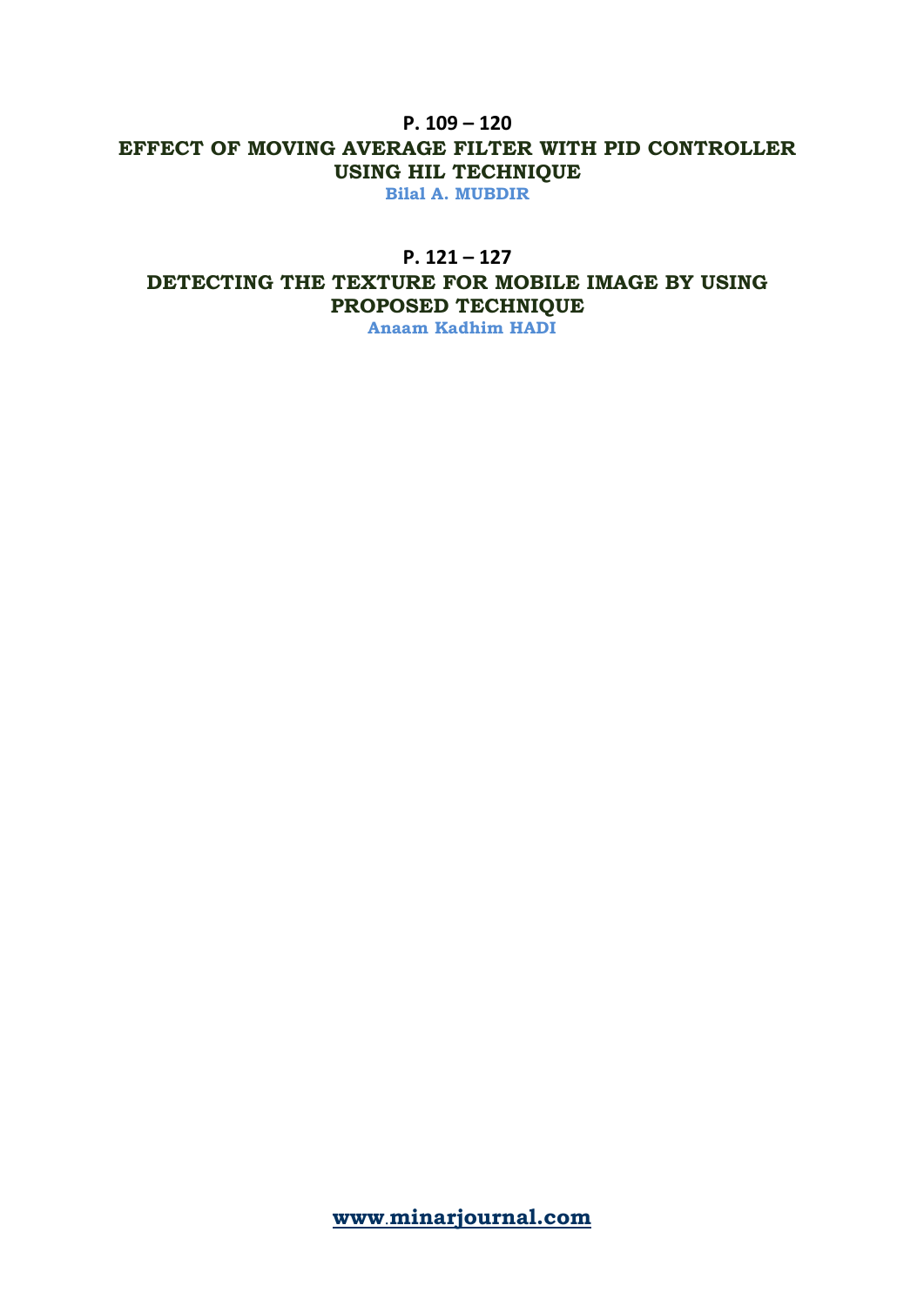**P. 109 – 120**

**EFFECT OF MOVING AVERAGE FILTER WITH PID CONTROLLER USING HIL TECHNIQUE**

**Bilal A. MUBDIR**

**P. 121 – 127**

**DETECTING THE TEXTURE FOR MOBILE IMAGE BY USING PROPOSED TECHNIQUE**

**Anaam Kadhim HADI**

**www.minarjournal.com**